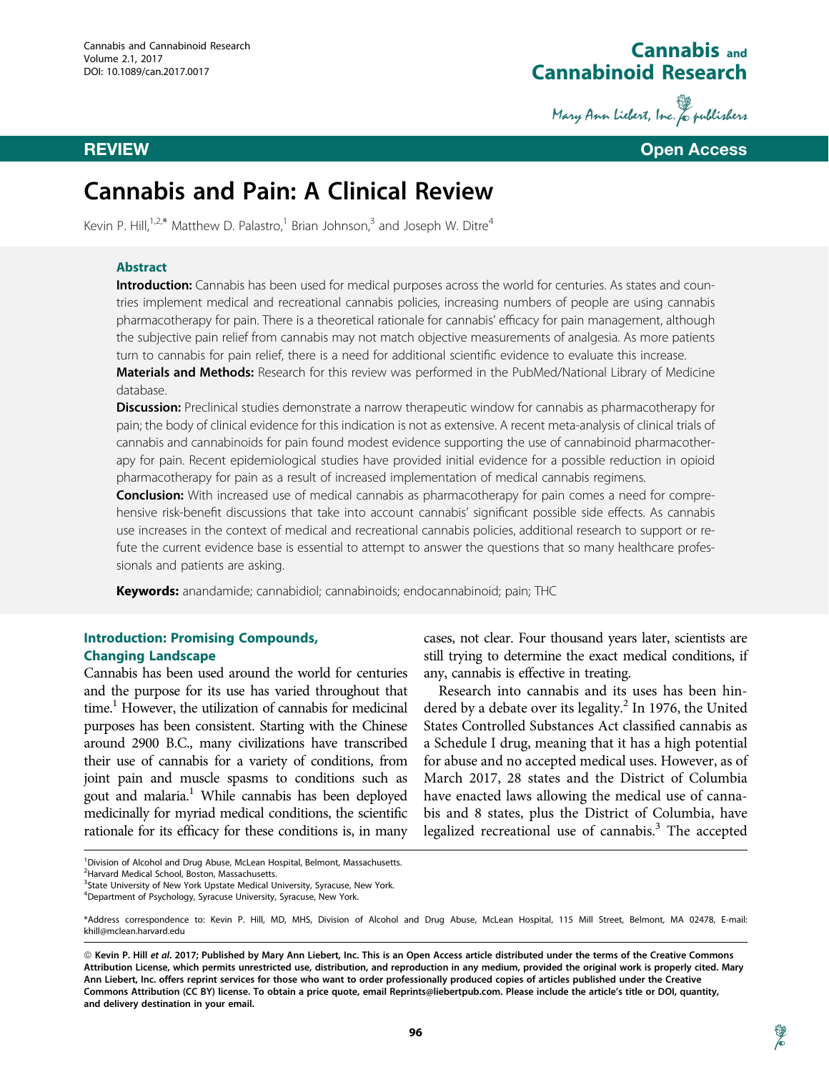REVIEW

Open Access

# Cannabis and Pain: A Clinical Review

Kevin P. Hill,[1,2,*] Matthew D. Palastro,[1] Brian Johnson,[3] and Joseph W. Ditre[4]

## Abstract

**Introduction:** Cannabis has been used for medical purposes across the world for centuries. As states and countries implement medical and recreational cannabis policies, increasing numbers of people are using cannabis pharmacotherapy for pain. There is a theoretical rationale for cannabis' efficacy for pain management, although the subjective pain relief from cannabis may not match objective measurements of analgesia. As more patients turn to cannabis for pain relief, there is a need for additional scientific evidence to evaluate this increase.

**Materials and Methods:** Research for this review was performed in the PubMed/National Library of Medicine database.

**Discussion:** Preclinical studies demonstrate a narrow therapeutic window for cannabis as pharmacotherapy for pain; the body of clinical evidence for this indication is not as extensive. A recent meta-analysis of clinical trials of cannabis and cannabinoids for pain found modest evidence supporting the use of cannabinoid pharmacotherapy for pain. Recent epidemiological studies have provided initial evidence for a possible reduction in opioid pharmacotherapy for pain as a result of increased implementation of medical cannabis regimens.

**Conclusion:** With increased use of medical cannabis as pharmacotherapy for pain comes a need for comprehensive risk-benefit discussions that take into account cannabis' significant possible side effects. As cannabis use increases in the context of medical and recreational cannabis policies, additional research to support or refute the current evidence base is essential to attempt to answer the questions that so many healthcare professionals and patients are asking.

**Keywords:** anandamide; cannabidiol; cannabinoids; endocannabinoid; pain; THC

## Introduction: Promising Compounds, Changing Landscape

Cannabis has been used around the world for centuries and the purpose for its use has varied throughout that time.[1] However, the utilization of cannabis for medicinal purposes has been consistent. Starting with the Chinese around 2900 B.C., many civilizations have transcribed their use of cannabis for a variety of conditions, from joint pain and muscle spasms to conditions such as gout and malaria.[1] While cannabis has been deployed medicinally for myriad medical conditions, the scientific rationale for its efficacy for these conditions is, in many cases, not clear. Four thousand years later, scientists are still trying to determine the exact medical conditions, if any, cannabis is effective in treating.

Research into cannabis and its uses has been hindered by a debate over its legality.[2] In 1976, the United States Controlled Substances Act classified cannabis as a Schedule I drug, meaning that it has a high potential for abuse and no accepted medical uses. However, as of March 2017, 28 states and the District of Columbia have enacted laws allowing the medical use of cannabis and 8 states, plus the District of Columbia, have legalized recreational use of cannabis.[3] The accepted

[1]Division of Alcohol and Drug Abuse, McLean Hospital, Belmont, Massachusetts.
[2]Harvard Medical School, Boston, Massachusetts.
[3]State University of New York Upstate Medical University, Syracuse, New York.
[4]Department of Psychology, Syracuse University, Syracuse, New York.

*Address correspondence to: Kevin P. Hill, MD, MHS, Division of Alcohol and Drug Abuse, McLean Hospital, 115 Mill Street, Belmont, MA 02478, E-mail: khill@mclean.harvard.edu

© Kevin P. Hill et al. 2017; Published by Mary Ann Liebert, Inc. This is an Open Access article distributed under the terms of the Creative Commons Attribution License, which permits unrestricted use, distribution, and reproduction in any medium, provided the original work is properly cited. Mary Ann Liebert, Inc. offers reprint services for those who want to order professionally produced copies of articles published under the Creative Commons Attribution (CC BY) license. To obtain a price quote, email Reprints@liebertpub.com. Please include the article's title or DOI, quantity, and delivery destination in your email.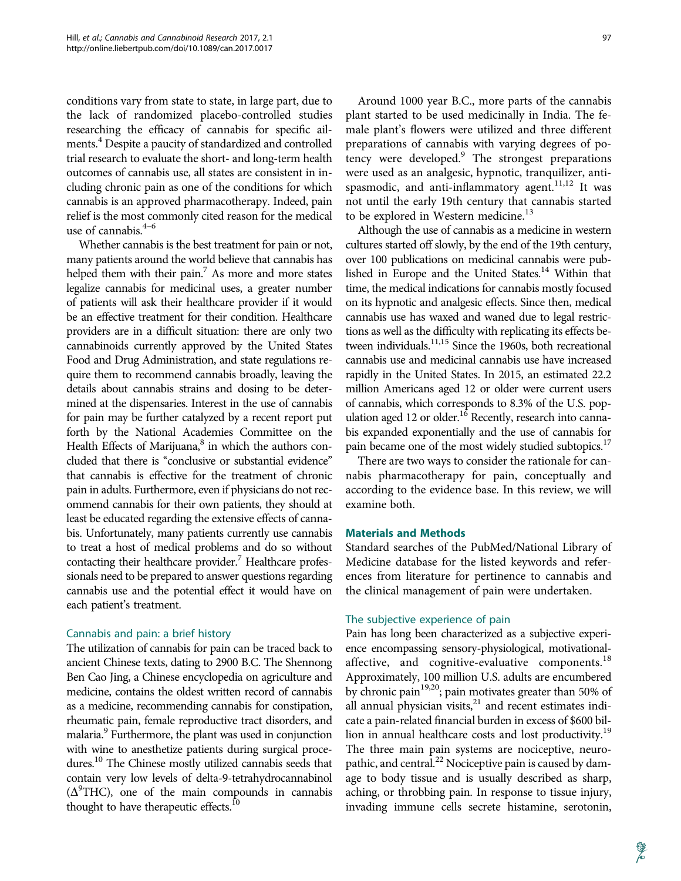conditions vary from state to state, in large part, due to the lack of randomized placebo-controlled studies researching the efficacy of cannabis for specific ailments.[4] Despite a paucity of standardized and controlled trial research to evaluate the short- and long-term health outcomes of cannabis use, all states are consistent in including chronic pain as one of the conditions for which cannabis is an approved pharmacotherapy. Indeed, pain relief is the most commonly cited reason for the medical use of cannabis.[4–6]

Whether cannabis is the best treatment for pain or not, many patients around the world believe that cannabis has helped them with their pain.[7] As more and more states legalize cannabis for medicinal uses, a greater number of patients will ask their healthcare provider if it would be an effective treatment for their condition. Healthcare providers are in a difficult situation: there are only two cannabinoids currently approved by the United States Food and Drug Administration, and state regulations require them to recommend cannabis broadly, leaving the details about cannabis strains and dosing to be determined at the dispensaries. Interest in the use of cannabis for pain may be further catalyzed by a recent report put forth by the National Academies Committee on the Health Effects of Marijuana,[8] in which the authors concluded that there is "conclusive or substantial evidence" that cannabis is effective for the treatment of chronic pain in adults. Furthermore, even if physicians do not recommend cannabis for their own patients, they should at least be educated regarding the extensive effects of cannabis. Unfortunately, many patients currently use cannabis to treat a host of medical problems and do so without contacting their healthcare provider.[7] Healthcare professionals need to be prepared to answer questions regarding cannabis use and the potential effect it would have on each patient's treatment.

### Cannabis and pain: a brief history

The utilization of cannabis for pain can be traced back to ancient Chinese texts, dating to 2900 B.C. The Shennong Ben Cao Jing, a Chinese encyclopedia on agriculture and medicine, contains the oldest written record of cannabis as a medicine, recommending cannabis for constipation, rheumatic pain, female reproductive tract disorders, and malaria.[9] Furthermore, the plant was used in conjunction with wine to anesthetize patients during surgical procedures.[10] The Chinese mostly utilized cannabis seeds that contain very low levels of delta-9-tetrahydrocannabinol ($\Delta^9$THC), one of the main compounds in cannabis thought to have therapeutic effects.[10]

Around 1000 year B.C., more parts of the cannabis plant started to be used medicinally in India. The female plant's flowers were utilized and three different preparations of cannabis with varying degrees of potency were developed.[9] The strongest preparations were used as an analgesic, hypnotic, tranquilizer, antispasmodic, and anti-inflammatory agent.[11,12] It was not until the early 19th century that cannabis started to be explored in Western medicine.[13]

Although the use of cannabis as a medicine in western cultures started off slowly, by the end of the 19th century, over 100 publications on medicinal cannabis were published in Europe and the United States.[14] Within that time, the medical indications for cannabis mostly focused on its hypnotic and analgesic effects. Since then, medical cannabis use has waxed and waned due to legal restrictions as well as the difficulty with replicating its effects between individuals.[11,15] Since the 1960s, both recreational cannabis use and medicinal cannabis use have increased rapidly in the United States. In 2015, an estimated 22.2 million Americans aged 12 or older were current users of cannabis, which corresponds to 8.3% of the U.S. population aged 12 or older.[16] Recently, research into cannabis expanded exponentially and the use of cannabis for pain became one of the most widely studied subtopics.[17]

There are two ways to consider the rationale for cannabis pharmacotherapy for pain, conceptually and according to the evidence base. In this review, we will examine both.

## Materials and Methods

Standard searches of the PubMed/National Library of Medicine database for the listed keywords and references from literature for pertinence to cannabis and the clinical management of pain were undertaken.

### The subjective experience of pain

Pain has long been characterized as a subjective experience encompassing sensory-physiological, motivational-affective, and cognitive-evaluative components.[18] Approximately, 100 million U.S. adults are encumbered by chronic pain[19,20]; pain motivates greater than 50% of all annual physician visits,[21] and recent estimates indicate a pain-related financial burden in excess of $600 billion in annual healthcare costs and lost productivity.[19] The three main pain systems are nociceptive, neuropathic, and central.[22] Nociceptive pain is caused by damage to body tissue and is usually described as sharp, aching, or throbbing pain. In response to tissue injury, invading immune cells secrete histamine, serotonin,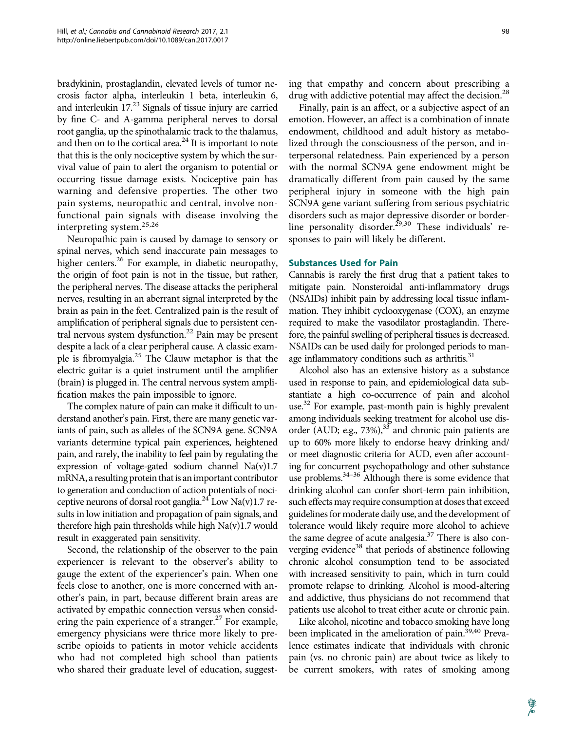bradykinin, prostaglandin, elevated levels of tumor necrosis factor alpha, interleukin 1 beta, interleukin 6, and interleukin 17.[23] Signals of tissue injury are carried by fine C- and A-gamma peripheral nerves to dorsal root ganglia, up the spinothalamic track to the thalamus, and then on to the cortical area.[24] It is important to note that this is the only nociceptive system by which the survival value of pain to alert the organism to potential or occurring tissue damage exists. Nociceptive pain has warning and defensive properties. The other two pain systems, neuropathic and central, involve nonfunctional pain signals with disease involving the interpreting system.[25,26]

Neuropathic pain is caused by damage to sensory or spinal nerves, which send inaccurate pain messages to higher centers.[26] For example, in diabetic neuropathy, the origin of foot pain is not in the tissue, but rather, the peripheral nerves. The disease attacks the peripheral nerves, resulting in an aberrant signal interpreted by the brain as pain in the feet. Centralized pain is the result of amplification of peripheral signals due to persistent central nervous system dysfunction.[22] Pain may be present despite a lack of a clear peripheral cause. A classic example is fibromyalgia.[25] The Clauw metaphor is that the electric guitar is a quiet instrument until the amplifier (brain) is plugged in. The central nervous system amplification makes the pain impossible to ignore.

The complex nature of pain can make it difficult to understand another's pain. First, there are many genetic variants of pain, such as alleles of the SCN9A gene. SCN9A variants determine typical pain experiences, heightened pain, and rarely, the inability to feel pain by regulating the expression of voltage-gated sodium channel Na(v)1.7 mRNA, a resulting protein that is an important contributor to generation and conduction of action potentials of nociceptive neurons of dorsal root ganglia.[24] Low Na(v)1.7 results in low initiation and propagation of pain signals, and therefore high pain thresholds while high Na(v)1.7 would result in exaggerated pain sensitivity.

Second, the relationship of the observer to the pain experiencer is relevant to the observer's ability to gauge the extent of the experiencer's pain. When one feels close to another, one is more concerned with another's pain, in part, because different brain areas are activated by empathic connection versus when considering the pain experience of a stranger.[27] For example, emergency physicians were thrice more likely to prescribe opioids to patients in motor vehicle accidents who had not completed high school than patients who shared their graduate level of education, suggesting that empathy and concern about prescribing a drug with addictive potential may affect the decision.[28]

Finally, pain is an affect, or a subjective aspect of an emotion. However, an affect is a combination of innate endowment, childhood and adult history as metabolized through the consciousness of the person, and interpersonal relatedness. Pain experienced by a person with the normal SCN9A gene endowment might be dramatically different from pain caused by the same peripheral injury in someone with the high pain SCN9A gene variant suffering from serious psychiatric disorders such as major depressive disorder or borderline personality disorder.[29,30] These individuals' responses to pain will likely be different.

## Substances Used for Pain

Cannabis is rarely the first drug that a patient takes to mitigate pain. Nonsteroidal anti-inflammatory drugs (NSAIDs) inhibit pain by addressing local tissue inflammation. They inhibit cyclooxygenase (COX), an enzyme required to make the vasodilator prostaglandin. Therefore, the painful swelling of peripheral tissues is decreased. NSAIDs can be used daily for prolonged periods to manage inflammatory conditions such as arthritis.[31]

Alcohol also has an extensive history as a substance used in response to pain, and epidemiological data substantiate a high co-occurrence of pain and alcohol use.[32] For example, past-month pain is highly prevalent among individuals seeking treatment for alcohol use disorder (AUD; e.g., 73%),[33] and chronic pain patients are up to 60% more likely to endorse heavy drinking and/or meet diagnostic criteria for AUD, even after accounting for concurrent psychopathology and other substance use problems.[34–36] Although there is some evidence that drinking alcohol can confer short-term pain inhibition, such effects may require consumption at doses that exceed guidelines for moderate daily use, and the development of tolerance would likely require more alcohol to achieve the same degree of acute analgesia.[37] There is also converging evidence[38] that periods of abstinence following chronic alcohol consumption tend to be associated with increased sensitivity to pain, which in turn could promote relapse to drinking. Alcohol is mood-altering and addictive, thus physicians do not recommend that patients use alcohol to treat either acute or chronic pain.

Like alcohol, nicotine and tobacco smoking have long been implicated in the amelioration of pain.[39,40] Prevalence estimates indicate that individuals with chronic pain (vs. no chronic pain) are about twice as likely to be current smokers, with rates of smoking among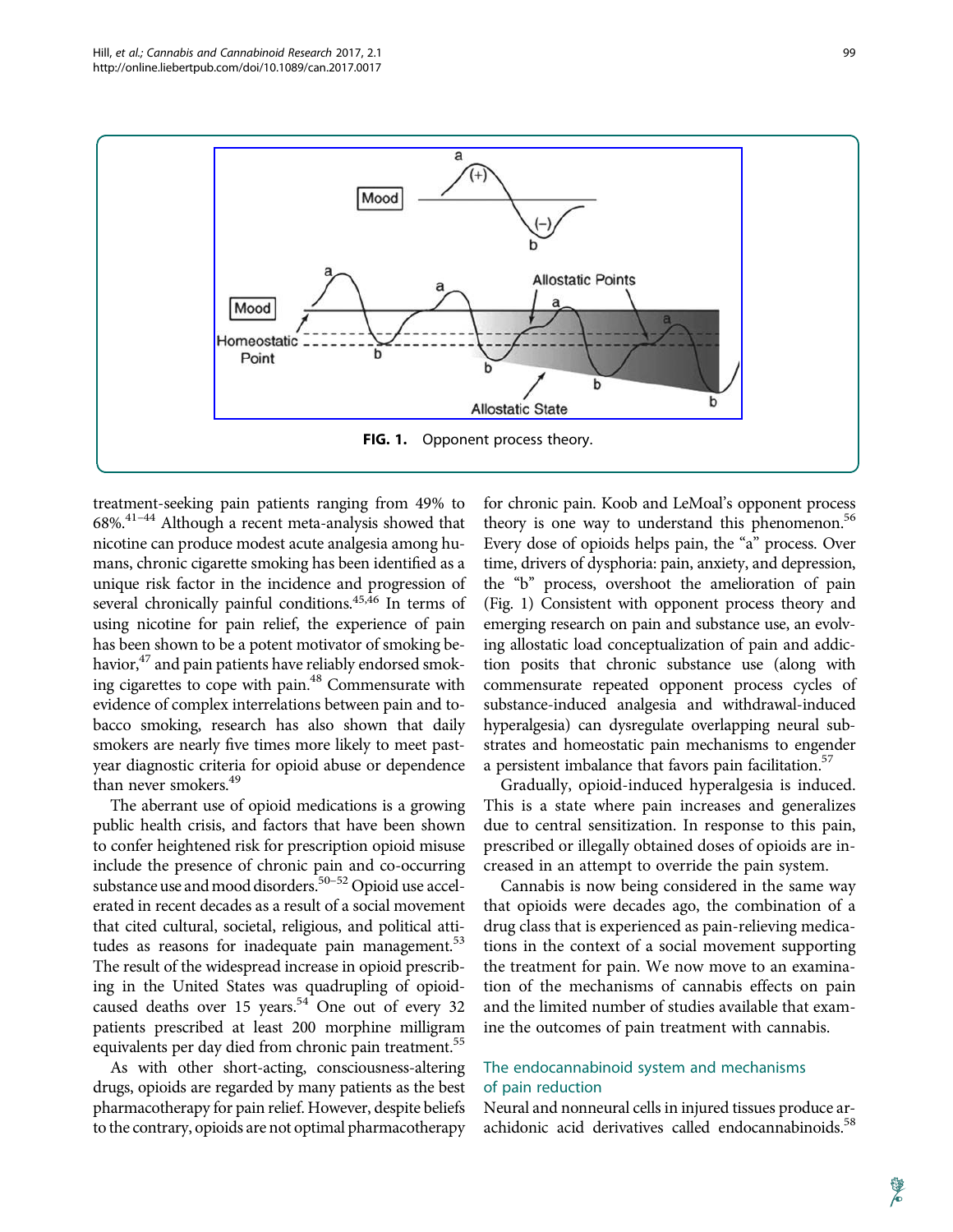FIG. 1. Opponent process theory.

treatment-seeking pain patients ranging from 49% to 68%.[41–44] Although a recent meta-analysis showed that nicotine can produce modest acute analgesia among humans, chronic cigarette smoking has been identified as a unique risk factor in the incidence and progression of several chronically painful conditions.[45,46] In terms of using nicotine for pain relief, the experience of pain has been shown to be a potent motivator of smoking behavior,[47] and pain patients have reliably endorsed smoking cigarettes to cope with pain.[48] Commensurate with evidence of complex interrelations between pain and tobacco smoking, research has also shown that daily smokers are nearly five times more likely to meet past-year diagnostic criteria for opioid abuse or dependence than never smokers.[49]

The aberrant use of opioid medications is a growing public health crisis, and factors that have been shown to confer heightened risk for prescription opioid misuse include the presence of chronic pain and co-occurring substance use and mood disorders.[50–52] Opioid use accelerated in recent decades as a result of a social movement that cited cultural, societal, religious, and political attitudes as reasons for inadequate pain management.[53] The result of the widespread increase in opioid prescribing in the United States was quadrupling of opioid-caused deaths over 15 years.[54] One out of every 32 patients prescribed at least 200 morphine milligram equivalents per day died from chronic pain treatment.[55]

As with other short-acting, consciousness-altering drugs, opioids are regarded by many patients as the best pharmacotherapy for pain relief. However, despite beliefs to the contrary, opioids are not optimal pharmacotherapy for chronic pain. Koob and LeMoal's opponent process theory is one way to understand this phenomenon.[56] Every dose of opioids helps pain, the "a" process. Over time, drivers of dysphoria: pain, anxiety, and depression, the "b" process, overshoot the amelioration of pain (Fig. 1) Consistent with opponent process theory and emerging research on pain and substance use, an evolving allostatic load conceptualization of pain and addiction posits that chronic substance use (along with commensurate repeated opponent process cycles of substance-induced analgesia and withdrawal-induced hyperalgesia) can dysregulate overlapping neural substrates and homeostatic pain mechanisms to engender a persistent imbalance that favors pain facilitation.[57]

Gradually, opioid-induced hyperalgesia is induced. This is a state where pain increases and generalizes due to central sensitization. In response to this pain, prescribed or illegally obtained doses of opioids are increased in an attempt to override the pain system.

Cannabis is now being considered in the same way that opioids were decades ago, the combination of a drug class that is experienced as pain-relieving medications in the context of a social movement supporting the treatment for pain. We now move to an examination of the mechanisms of cannabis effects on pain and the limited number of studies available that examine the outcomes of pain treatment with cannabis.

## The endocannabinoid system and mechanisms of pain reduction

Neural and nonneural cells in injured tissues produce arachidonic acid derivatives called endocannabinoids.[58]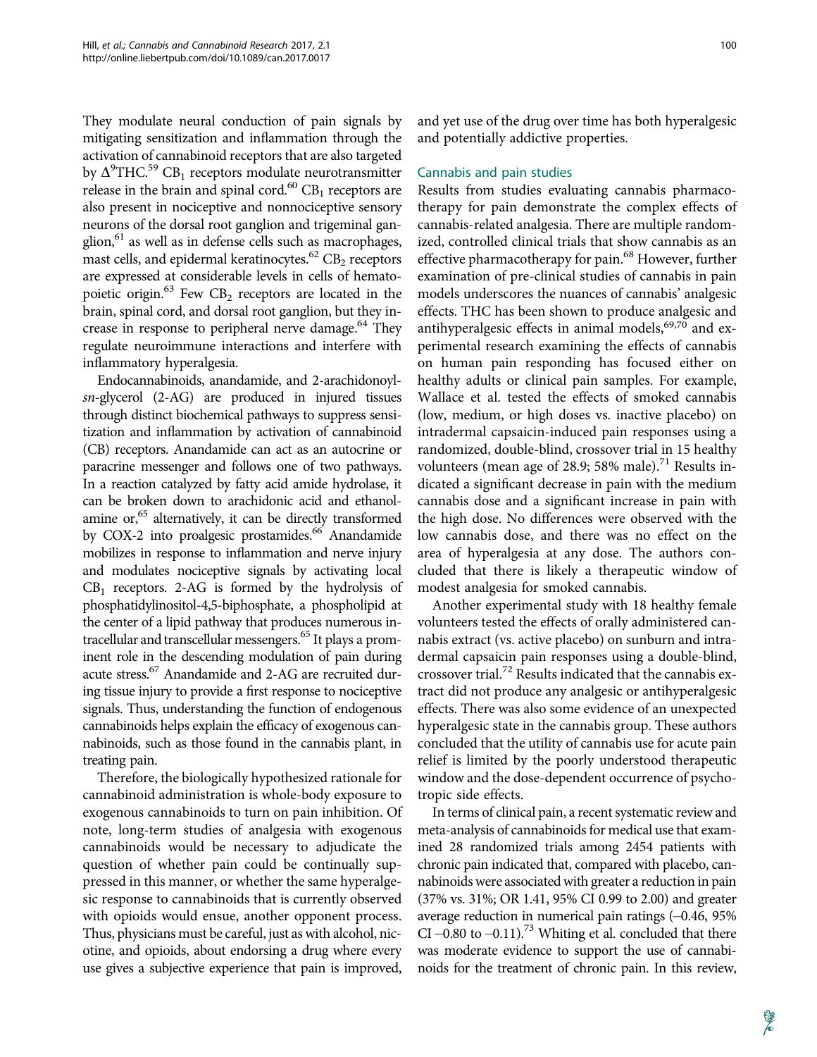They modulate neural conduction of pain signals by mitigating sensitization and inflammation through the activation of cannabinoid receptors that are also targeted by $\Delta^9$THC.[59] $CB_1$ receptors modulate neurotransmitter release in the brain and spinal cord.[60] $CB_1$ receptors are also present in nociceptive and nonnociceptive sensory neurons of the dorsal root ganglion and trigeminal ganglion,[61] as well as in defense cells such as macrophages, mast cells, and epidermal keratinocytes.[62] $CB_2$ receptors are expressed at considerable levels in cells of hematopoietic origin.[63] Few $CB_2$ receptors are located in the brain, spinal cord, and dorsal root ganglion, but they increase in response to peripheral nerve damage.[64] They regulate neuroimmune interactions and interfere with inflammatory hyperalgesia.

Endocannabinoids, anandamide, and 2-arachidonoyl-*sn*-glycerol (2-AG) are produced in injured tissues through distinct biochemical pathways to suppress sensitization and inflammation by activation of cannabinoid (CB) receptors. Anandamide can act as an autocrine or paracrine messenger and follows one of two pathways. In a reaction catalyzed by fatty acid amide hydrolase, it can be broken down to arachidonic acid and ethanolamine or,[65] alternatively, it can be directly transformed by COX-2 into proalgesic prostamides.[66] Anandamide mobilizes in response to inflammation and nerve injury and modulates nociceptive signals by activating local $CB_1$ receptors. 2-AG is formed by the hydrolysis of phosphatidylinositol-4,5-biphosphate, a phospholipid at the center of a lipid pathway that produces numerous intracellular and transcellular messengers.[65] It plays a prominent role in the descending modulation of pain during acute stress.[67] Anandamide and 2-AG are recruited during tissue injury to provide a first response to nociceptive signals. Thus, understanding the function of endogenous cannabinoids helps explain the efficacy of exogenous cannabinoids, such as those found in the cannabis plant, in treating pain.

Therefore, the biologically hypothesized rationale for cannabinoid administration is whole-body exposure to exogenous cannabinoids to turn on pain inhibition. Of note, long-term studies of analgesia with exogenous cannabinoids would be necessary to adjudicate the question of whether pain could be continually suppressed in this manner, or whether the same hyperalgesic response to cannabinoids that is currently observed with opioids would ensue, another opponent process. Thus, physicians must be careful, just as with alcohol, nicotine, and opioids, about endorsing a drug where every use gives a subjective experience that pain is improved, and yet use of the drug over time has both hyperalgesic and potentially addictive properties.

## Cannabis and pain studies

Results from studies evaluating cannabis pharmacotherapy for pain demonstrate the complex effects of cannabis-related analgesia. There are multiple randomized, controlled clinical trials that show cannabis as an effective pharmacotherapy for pain.[68] However, further examination of pre-clinical studies of cannabis in pain models underscores the nuances of cannabis' analgesic effects. THC has been shown to produce analgesic and antihyperalgesic effects in animal models,[69,70] and experimental research examining the effects of cannabis on human pain responding has focused either on healthy adults or clinical pain samples. For example, Wallace et al. tested the effects of smoked cannabis (low, medium, or high doses vs. inactive placebo) on intradermal capsaicin-induced pain responses using a randomized, double-blind, crossover trial in 15 healthy volunteers (mean age of 28.9; 58% male).[71] Results indicated a significant decrease in pain with the medium cannabis dose and a significant increase in pain with the high dose. No differences were observed with the low cannabis dose, and there was no effect on the area of hyperalgesia at any dose. The authors concluded that there is likely a therapeutic window of modest analgesia for smoked cannabis.

Another experimental study with 18 healthy female volunteers tested the effects of orally administered cannabis extract (vs. active placebo) on sunburn and intradermal capsaicin pain responses using a double-blind, crossover trial.[72] Results indicated that the cannabis extract did not produce any analgesic or antihyperalgesic effects. There was also some evidence of an unexpected hyperalgesic state in the cannabis group. These authors concluded that the utility of cannabis use for acute pain relief is limited by the poorly understood therapeutic window and the dose-dependent occurrence of psychotropic side effects.

In terms of clinical pain, a recent systematic review and meta-analysis of cannabinoids for medical use that examined 28 randomized trials among 2454 patients with chronic pain indicated that, compared with placebo, cannabinoids were associated with greater a reduction in pain (37% vs. 31%; OR 1.41, 95% CI 0.99 to 2.00) and greater average reduction in numerical pain ratings (–0.46, 95% CI –0.80 to –0.11).[73] Whiting et al. concluded that there was moderate evidence to support the use of cannabinoids for the treatment of chronic pain. In this review,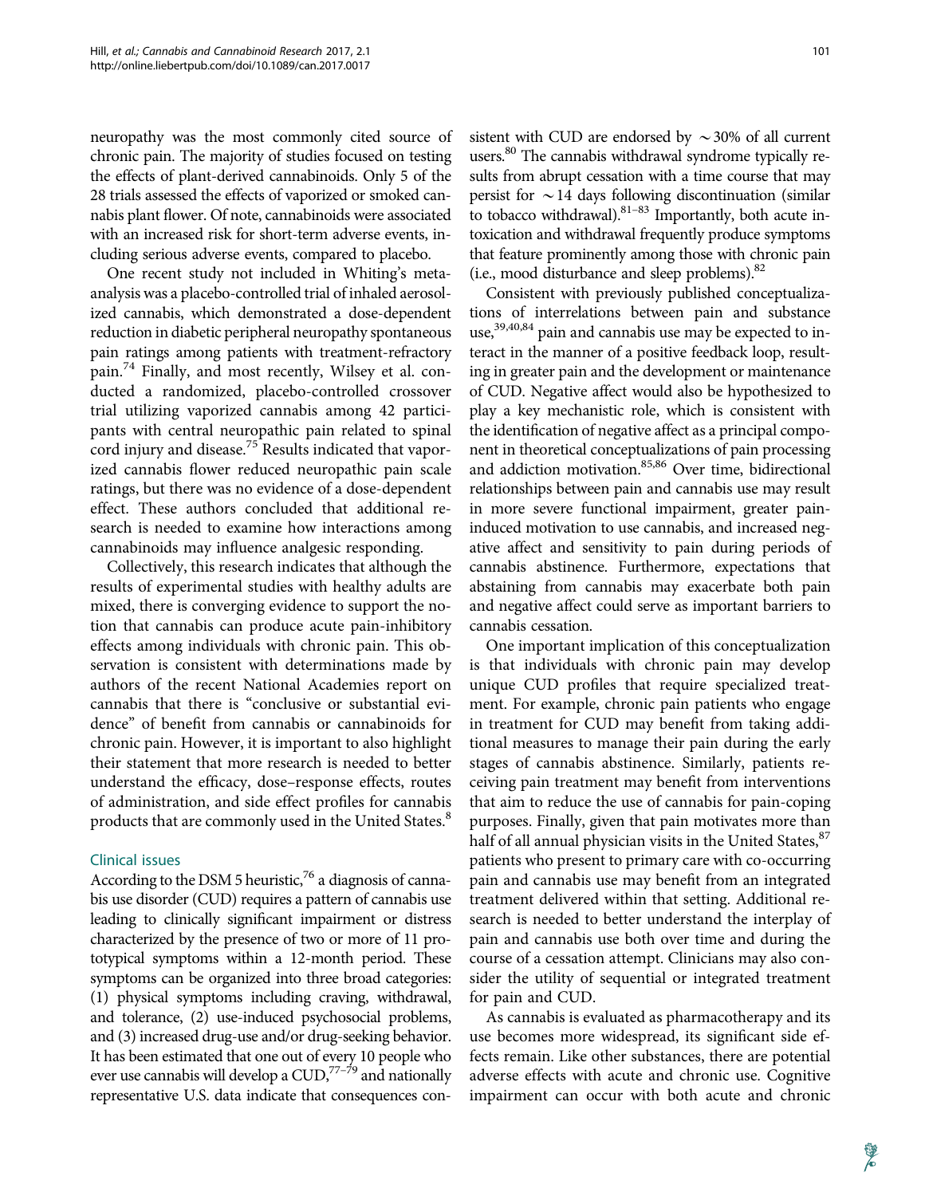neuropathy was the most commonly cited source of chronic pain. The majority of studies focused on testing the effects of plant-derived cannabinoids. Only 5 of the 28 trials assessed the effects of vaporized or smoked cannabis plant flower. Of note, cannabinoids were associated with an increased risk for short-term adverse events, including serious adverse events, compared to placebo.

One recent study not included in Whiting's meta-analysis was a placebo-controlled trial of inhaled aerosolized cannabis, which demonstrated a dose-dependent reduction in diabetic peripheral neuropathy spontaneous pain ratings among patients with treatment-refractory pain.[74] Finally, and most recently, Wilsey et al. conducted a randomized, placebo-controlled crossover trial utilizing vaporized cannabis among 42 participants with central neuropathic pain related to spinal cord injury and disease.[75] Results indicated that vaporized cannabis flower reduced neuropathic pain scale ratings, but there was no evidence of a dose-dependent effect. These authors concluded that additional research is needed to examine how interactions among cannabinoids may influence analgesic responding.

Collectively, this research indicates that although the results of experimental studies with healthy adults are mixed, there is converging evidence to support the notion that cannabis can produce acute pain-inhibitory effects among individuals with chronic pain. This observation is consistent with determinations made by authors of the recent National Academies report on cannabis that there is "conclusive or substantial evidence" of benefit from cannabis or cannabinoids for chronic pain. However, it is important to also highlight their statement that more research is needed to better understand the efficacy, dose–response effects, routes of administration, and side effect profiles for cannabis products that are commonly used in the United States.[8]

### Clinical issues

According to the DSM 5 heuristic,[76] a diagnosis of cannabis use disorder (CUD) requires a pattern of cannabis use leading to clinically significant impairment or distress characterized by the presence of two or more of 11 prototypical symptoms within a 12-month period. These symptoms can be organized into three broad categories: (1) physical symptoms including craving, withdrawal, and tolerance, (2) use-induced psychosocial problems, and (3) increased drug-use and/or drug-seeking behavior. It has been estimated that one out of every 10 people who ever use cannabis will develop a CUD,[77–79] and nationally representative U.S. data indicate that consequences consistent with CUD are endorsed by ~30% of all current users.[80] The cannabis withdrawal syndrome typically results from abrupt cessation with a time course that may persist for ~14 days following discontinuation (similar to tobacco withdrawal).[81–83] Importantly, both acute intoxication and withdrawal frequently produce symptoms that feature prominently among those with chronic pain (i.e., mood disturbance and sleep problems).[82]

Consistent with previously published conceptualizations of interrelations between pain and substance use,[39,40,84] pain and cannabis use may be expected to interact in the manner of a positive feedback loop, resulting in greater pain and the development or maintenance of CUD. Negative affect would also be hypothesized to play a key mechanistic role, which is consistent with the identification of negative affect as a principal component in theoretical conceptualizations of pain processing and addiction motivation.[85,86] Over time, bidirectional relationships between pain and cannabis use may result in more severe functional impairment, greater pain-induced motivation to use cannabis, and increased negative affect and sensitivity to pain during periods of cannabis abstinence. Furthermore, expectations that abstaining from cannabis may exacerbate both pain and negative affect could serve as important barriers to cannabis cessation.

One important implication of this conceptualization is that individuals with chronic pain may develop unique CUD profiles that require specialized treatment. For example, chronic pain patients who engage in treatment for CUD may benefit from taking additional measures to manage their pain during the early stages of cannabis abstinence. Similarly, patients receiving pain treatment may benefit from interventions that aim to reduce the use of cannabis for pain-coping purposes. Finally, given that pain motivates more than half of all annual physician visits in the United States,[87] patients who present to primary care with co-occurring pain and cannabis use may benefit from an integrated treatment delivered within that setting. Additional research is needed to better understand the interplay of pain and cannabis use both over time and during the course of a cessation attempt. Clinicians may also consider the utility of sequential or integrated treatment for pain and CUD.

As cannabis is evaluated as pharmacotherapy and its use becomes more widespread, its significant side effects remain. Like other substances, there are potential adverse effects with acute and chronic use. Cognitive impairment can occur with both acute and chronic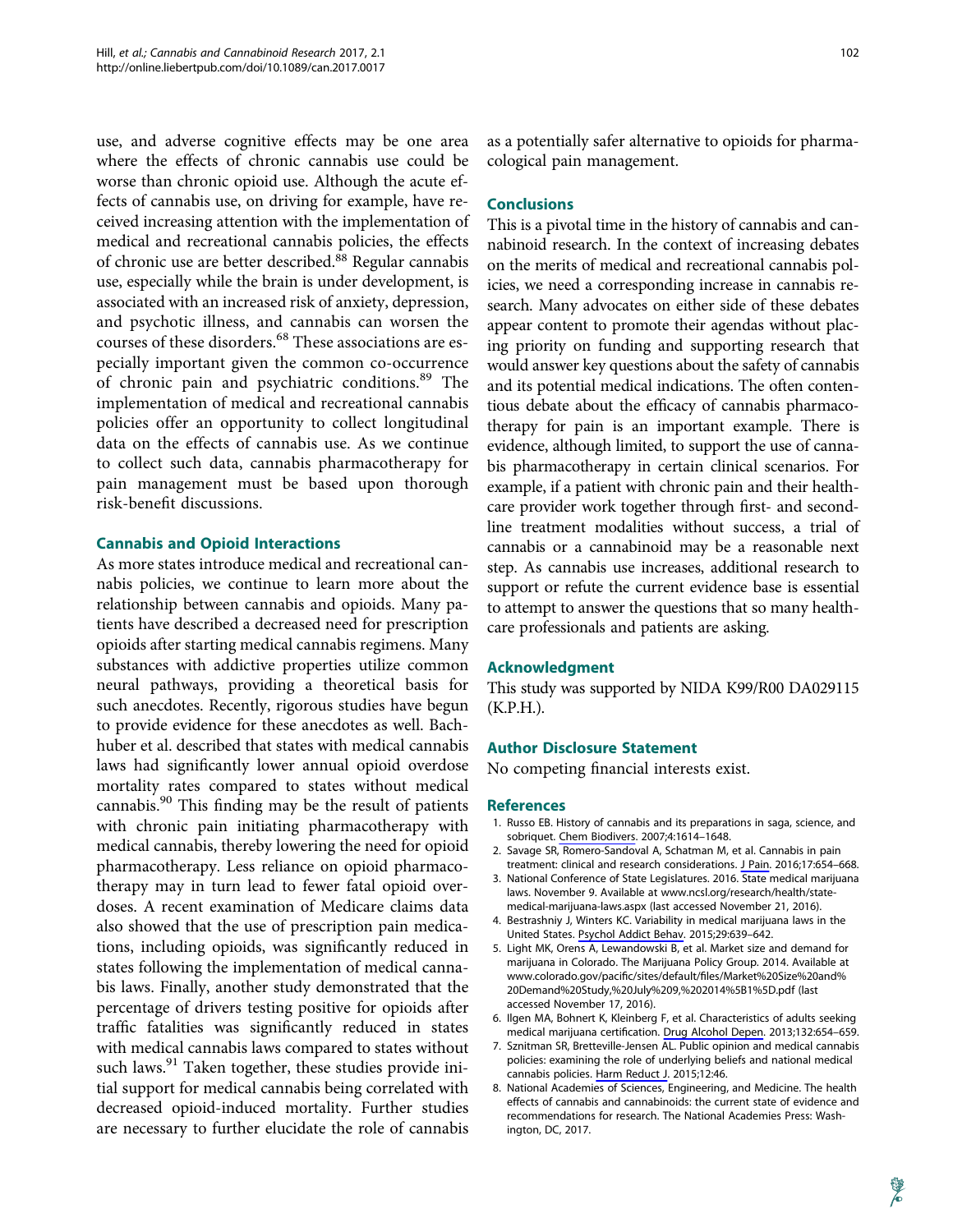use, and adverse cognitive effects may be one area where the effects of chronic cannabis use could be worse than chronic opioid use. Although the acute effects of cannabis use, on driving for example, have received increasing attention with the implementation of medical and recreational cannabis policies, the effects of chronic use are better described.[88] Regular cannabis use, especially while the brain is under development, is associated with an increased risk of anxiety, depression, and psychotic illness, and cannabis can worsen the courses of these disorders.[68] These associations are especially important given the common co-occurrence of chronic pain and psychiatric conditions.[89] The implementation of medical and recreational cannabis policies offer an opportunity to collect longitudinal data on the effects of cannabis use. As we continue to collect such data, cannabis pharmacotherapy for pain management must be based upon thorough risk-benefit discussions.

## Cannabis and Opioid Interactions

As more states introduce medical and recreational cannabis policies, we continue to learn more about the relationship between cannabis and opioids. Many patients have described a decreased need for prescription opioids after starting medical cannabis regimens. Many substances with addictive properties utilize common neural pathways, providing a theoretical basis for such anecdotes. Recently, rigorous studies have begun to provide evidence for these anecdotes as well. Bachhuber et al. described that states with medical cannabis laws had significantly lower annual opioid overdose mortality rates compared to states without medical cannabis.[90] This finding may be the result of patients with chronic pain initiating pharmacotherapy with medical cannabis, thereby lowering the need for opioid pharmacotherapy. Less reliance on opioid pharmacotherapy may in turn lead to fewer fatal opioid overdoses. A recent examination of Medicare claims data also showed that the use of prescription pain medications, including opioids, was significantly reduced in states following the implementation of medical cannabis laws. Finally, another study demonstrated that the percentage of drivers testing positive for opioids after traffic fatalities was significantly reduced in states with medical cannabis laws compared to states without such laws.[91] Taken together, these studies provide initial support for medical cannabis being correlated with decreased opioid-induced mortality. Further studies are necessary to further elucidate the role of cannabis as a potentially safer alternative to opioids for pharmacological pain management.

## Conclusions

This is a pivotal time in the history of cannabis and cannabinoid research. In the context of increasing debates on the merits of medical and recreational cannabis policies, we need a corresponding increase in cannabis research. Many advocates on either side of these debates appear content to promote their agendas without placing priority on funding and supporting research that would answer key questions about the safety of cannabis and its potential medical indications. The often contentious debate about the efficacy of cannabis pharmacotherapy for pain is an important example. There is evidence, although limited, to support the use of cannabis pharmacotherapy in certain clinical scenarios. For example, if a patient with chronic pain and their healthcare provider work together through first- and second-line treatment modalities without success, a trial of cannabis or a cannabinoid may be a reasonable next step. As cannabis use increases, additional research to support or refute the current evidence base is essential to attempt to answer the questions that so many healthcare professionals and patients are asking.

## Acknowledgment

This study was supported by NIDA K99/R00 DA029115 (K.P.H.).

## Author Disclosure Statement

No competing financial interests exist.

## References

1. Russo EB. History of cannabis and its preparations in saga, science, and sobriquet. Chem Biodivers. 2007;4:1614–1648.
2. Savage SR, Romero-Sandoval A, Schatman M, et al. Cannabis in pain treatment: clinical and research considerations. J Pain. 2016;17:654–668.
3. National Conference of State Legislatures. 2016. State medical marijuana laws. November 9. Available at www.ncsl.org/research/health/state-medical-marijuana-laws.aspx (last accessed November 21, 2016).
4. Bestrashniy J, Winters KC. Variability in medical marijuana laws in the United States. Psychol Addict Behav. 2015;29:639–642.
5. Light MK, Orens A, Lewandowski B, et al. Market size and demand for marijuana in Colorado. The Marijuana Policy Group. 2014. Available at www.colorado.gov/pacific/sites/default/files/Market%20Size%20and%20Demand%20Study,%20July%209,%202014%5B1%5D.pdf (last accessed November 17, 2016).
6. Ilgen MA, Bohnert K, Kleinberg F, et al. Characteristics of adults seeking medical marijuana certification. Drug Alcohol Depen. 2013;132:654–659.
7. Sznitman SR, Bretteville-Jensen AL. Public opinion and medical cannabis policies: examining the role of underlying beliefs and national medical cannabis policies. Harm Reduct J. 2015;12:46.
8. National Academies of Sciences, Engineering, and Medicine. The health effects of cannabis and cannabinoids: the current state of evidence and recommendations for research. The National Academies Press: Washington, DC, 2017.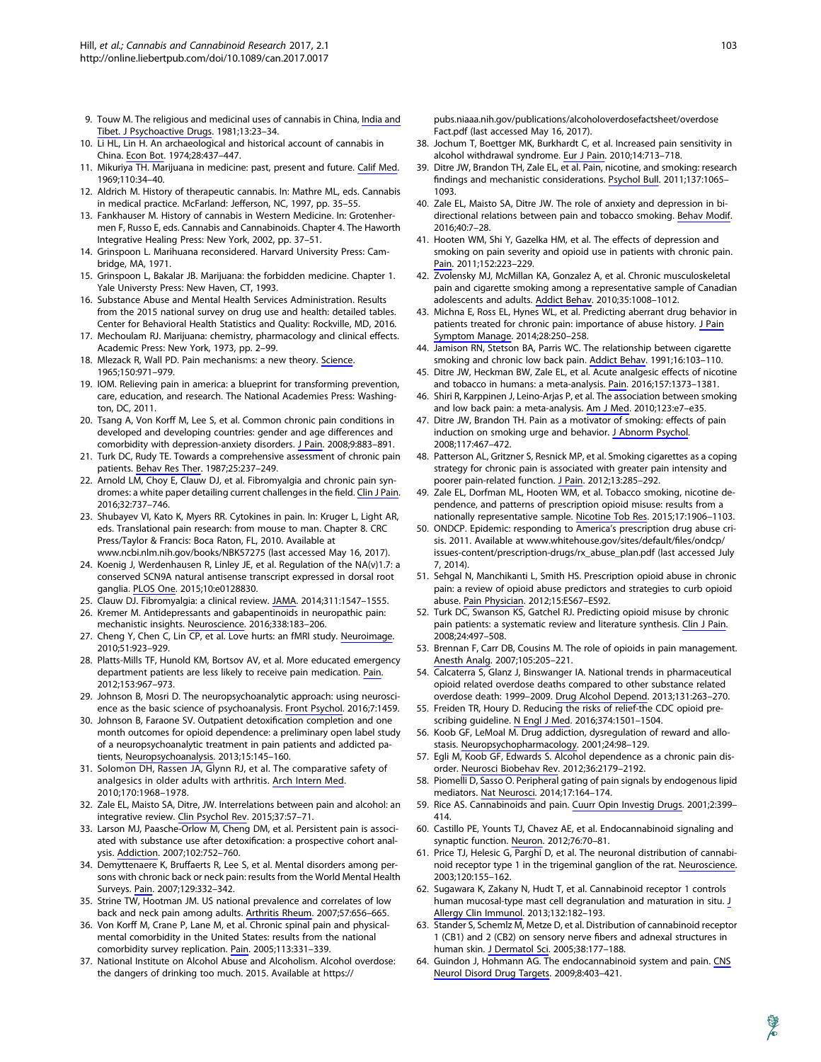9. Touw M. The religious and medicinal uses of cannabis in China, India and Tibet. J Psychoactive Drugs. 1981;13:23–34.
10. Li HL, Lin H. An archaeological and historical account of cannabis in China. Econ Bot. 1974;28:437–447.
11. Mikuriya TH. Marijuana in medicine: past, present and future. Calif Med. 1969;110:34–40.
12. Aldrich M. History of therapeutic cannabis. In: Mathre ML, eds. Cannabis in medical practice. McFarland: Jefferson, NC, 1997, pp. 35–55.
13. Fankhauser M. History of cannabis in Western Medicine. In: Grotenhermen F, Russo E, eds. Cannabis and Cannabinoids. Chapter 4. The Haworth Integrative Healing Press: New York, 2002, pp. 37–51.
14. Grinspoon L. Marihuana reconsidered. Harvard University Press: Cambridge, MA, 1971.
15. Grinspoon L, Bakalar JB. Marijuana: the forbidden medicine. Chapter 1. Yale Universty Press: New Haven, CT, 1993.
16. Substance Abuse and Mental Health Services Administration. Results from the 2015 national survey on drug use and health: detailed tables. Center for Behavioral Health Statistics and Quality: Rockville, MD, 2016.
17. Mechoulam RJ. Marijuana: chemistry, pharmacology and clinical effects. Academic Press: New York, 1973, pp. 2–99.
18. Mlezack R, Wall PD. Pain mechanisms: a new theory. Science. 1965;150:971–979.
19. IOM. Relieving pain in america: a blueprint for transforming prevention, care, education, and research. The National Academies Press: Washington, DC, 2011.
20. Tsang A, Von Korff M, Lee S, et al. Common chronic pain conditions in developed and developing countries: gender and age differences and comorbidity with depression-anxiety disorders. J Pain. 2008;9:883–891.
21. Turk DC, Rudy TE. Towards a comprehensive assessment of chronic pain patients. Behav Res Ther. 1987;25:237–249.
22. Arnold LM, Choy E, Clauw DJ, et al. Fibromyalgia and chronic pain syndromes: a white paper detailing current challenges in the field. Clin J Pain. 2016;32:737–746.
23. Shubayev VI, Kato K, Myers RR. Cytokines in pain. In: Kruger L, Light AR, eds. Translational pain research: from mouse to man. Chapter 8. CRC Press/Taylor & Francis: Boca Raton, FL, 2010. Available at www.ncbi.nlm.nih.gov/books/NBK57275 (last accessed May 16, 2017).
24. Koenig J, Werdenhausen R, Linley JE, et al. Regulation of the NA(v)1.7: a conserved SCN9A natural antisense transcript expressed in dorsal root ganglia. PLOS One. 2015;10:e0128830.
25. Clauw DJ. Fibromyalgia: a clinical review. JAMA. 2014;311:1547–1555.
26. Kremer M. Antidepressants and gabapentinoids in neuropathic pain: mechanistic insights. Neuroscience. 2016;338:183–206.
27. Cheng Y, Chen C, Lin CP, et al. Love hurts: an fMRI study. Neuroimage. 2010;51:923–929.
28. Platts-Mills TF, Hunold KM, Bortsov AV, et al. More educated emergency department patients are less likely to receive pain medication. Pain. 2012;153:967–973.
29. Johnson B, Mosri D. The neuropsychoanalytic approach: using neuroscience as the basic science of psychoanalysis. Front Psychol. 2016;7:1459.
30. Johnson B, Faraone SV. Outpatient detoxification completion and one month outcomes for opioid dependence: a preliminary open label study of a neuropsychoanalytic treatment in pain patients and addicted patients, Neuropsychoanalysis. 2013;15:145–160.
31. Solomon DH, Rassen JA, Glynn RJ, et al. The comparative safety of analgesics in older adults with arthritis. Arch Intern Med. 2010;170:1968–1978.
32. Zale EL, Maisto SA, Ditre, JW. Interrelations between pain and alcohol: an integrative review. Clin Psychol Rev. 2015;37:57–71.
33. Larson MJ, Paasche-Orlow M, Cheng DM, et al. Persistent pain is associated with substance use after detoxification: a prospective cohort analysis. Addiction. 2007;102:752–760.
34. Demyttenaere K, Bruffaerts R, Lee S, et al. Mental disorders among persons with chronic back or neck pain: results from the World Mental Health Surveys. Pain. 2007;129:332–342.
35. Strine TW, Hootman JM. US national prevalence and correlates of low back and neck pain among adults. Arthritis Rheum. 2007;57:656–665.
36. Von Korff M, Crane P, Lane M, et al. Chronic spinal pain and physical-mental comorbidity in the United States: results from the national comorbidity survey replication. Pain. 2005;113:331–339.
37. National Institute on Alcohol Abuse and Alcoholism. Alcohol overdose: the dangers of drinking too much. 2015. Available at https://pubs.niaaa.nih.gov/publications/alcoholoverdosefactsheet/overdoseFact.pdf (last accessed May 16, 2017).
38. Jochum T, Boettger MK, Burkhardt C, et al. Increased pain sensitivity in alcohol withdrawal syndrome. Eur J Pain. 2010;14:713–718.
39. Ditre JW, Brandon TH, Zale EL, et al. Pain, nicotine, and smoking: research findings and mechanistic considerations. Psychol Bull. 2011;137:1065–1093.
40. Zale EL, Maisto SA, Ditre JW. The role of anxiety and depression in bi-directional relations between pain and tobacco smoking. Behav Modif. 2016;40:7–28.
41. Hooten WM, Shi Y, Gazelka HM, et al. The effects of depression and smoking on pain severity and opioid use in patients with chronic pain. Pain. 2011;152:223–229.
42. Zvolensky MJ, McMillan KA, Gonzalez A, et al. Chronic musculoskeletal pain and cigarette smoking among a representative sample of Canadian adolescents and adults. Addict Behav. 2010;35:1008–1012.
43. Michna E, Ross EL, Hynes WL, et al. Predicting aberrant drug behavior in patients treated for chronic pain: importance of abuse history. J Pain Symptom Manage. 2014;28:250–258.
44. Jamison RN, Stetson BA, Parris WC. The relationship between cigarette smoking and chronic low back pain. Addict Behav. 1991;16:103–110.
45. Ditre JW, Heckman BW, Zale EL, et al. Acute analgesic effects of nicotine and tobacco in humans: a meta-analysis. Pain. 2016;157:1373–1381.
46. Shiri R, Karppinen J, Leino-Arjas P, et al. The association between smoking and low back pain: a meta-analysis. Am J Med. 2010;123:e7–e35.
47. Ditre JW, Brandon TH. Pain as a motivator of smoking: effects of pain induction on smoking urge and behavior. J Abnorm Psychol. 2008;117:467–472.
48. Patterson AL, Gritzner S, Resnick MP, et al. Smoking cigarettes as a coping strategy for chronic pain is associated with greater pain intensity and poorer pain-related function. J Pain. 2012;13:285–292.
49. Zale EL, Dorfman ML, Hooten WM, et al. Tobacco smoking, nicotine dependence, and patterns of prescription opioid misuse: results from a nationally representative sample. Nicotine Tob Res. 2015;17:1906–1103.
50. ONDCP. Epidemic: responding to America's prescription drug abuse crisis. 2011. Available at www.whitehouse.gov/sites/default/files/ondcp/issues-content/prescription-drugs/rx_abuse_plan.pdf (last accessed July 7, 2014).
51. Sehgal N, Manchikanti L, Smith HS. Prescription opioid abuse in chronic pain: a review of opioid abuse predictors and strategies to curb opioid abuse. Pain Physician. 2012;15:ES67–ES92.
52. Turk DC, Swanson KS, Gatchel RJ. Predicting opioid misuse by chronic pain patients: a systematic review and literature synthesis. Clin J Pain. 2008;24:497–508.
53. Brennan F, Carr DB, Cousins M. The role of opioids in pain management. Anesth Analg. 2007;105:205–221.
54. Calcaterra S, Glanz J, Binswanger IA. National trends in pharmaceutical opioid related overdose deaths compared to other substance related overdose death: 1999–2009. Drug Alcohol Depend. 2013;131:263–270.
55. Freiden TR, Houry D. Reducing the risks of relief-the CDC opioid prescribing guideline. N Engl J Med. 2016;374:1501–1504.
56. Koob GF, LeMoal M. Drug addiction, dysregulation of reward and allostasis. Neuropsychopharmacology. 2001;24:98–129.
57. Egli M, Koob GF, Edwards S. Alcohol dependence as a chronic pain disorder. Neurosci Biobehav Rev. 2012;36:2179–2192.
58. Piomelli D, Sasso O. Peripheral gating of pain signals by endogenous lipid mediators. Nat Neurosci. 2014;17:164–174.
59. Rice AS. Cannabinoids and pain. Cuurr Opin Investig Drugs. 2001;2:399–414.
60. Castillo PE, Younts TJ, Chavez AE, et al. Endocannabinoid signaling and synaptic function. Neuron. 2012;76:70–81.
61. Price TJ, Helesic G, Parghi D, et al. The neuronal distribution of cannabinoid receptor type 1 in the trigeminal ganglion of the rat. Neuroscience. 2003;120:155–162.
62. Sugawara K, Zakany N, Hudt T, et al. Cannabinoid receptor 1 controls human mucosal-type mast cell degranulation and maturation in situ. J Allergy Clin Immunol. 2013;132:182–193.
63. Stander S, Schemlz M, Metze D, et al. Distribution of cannabinoid receptor 1 (CB1) and 2 (CB2) on sensory nerve fibers and adnexal structures in human skin. J Dermatol Sci. 2005;38:177–188.
64. Guindon J, Hohmann AG. The endocannabinoid system and pain. CNS Neurol Disord Drug Targets. 2009;8:403–421.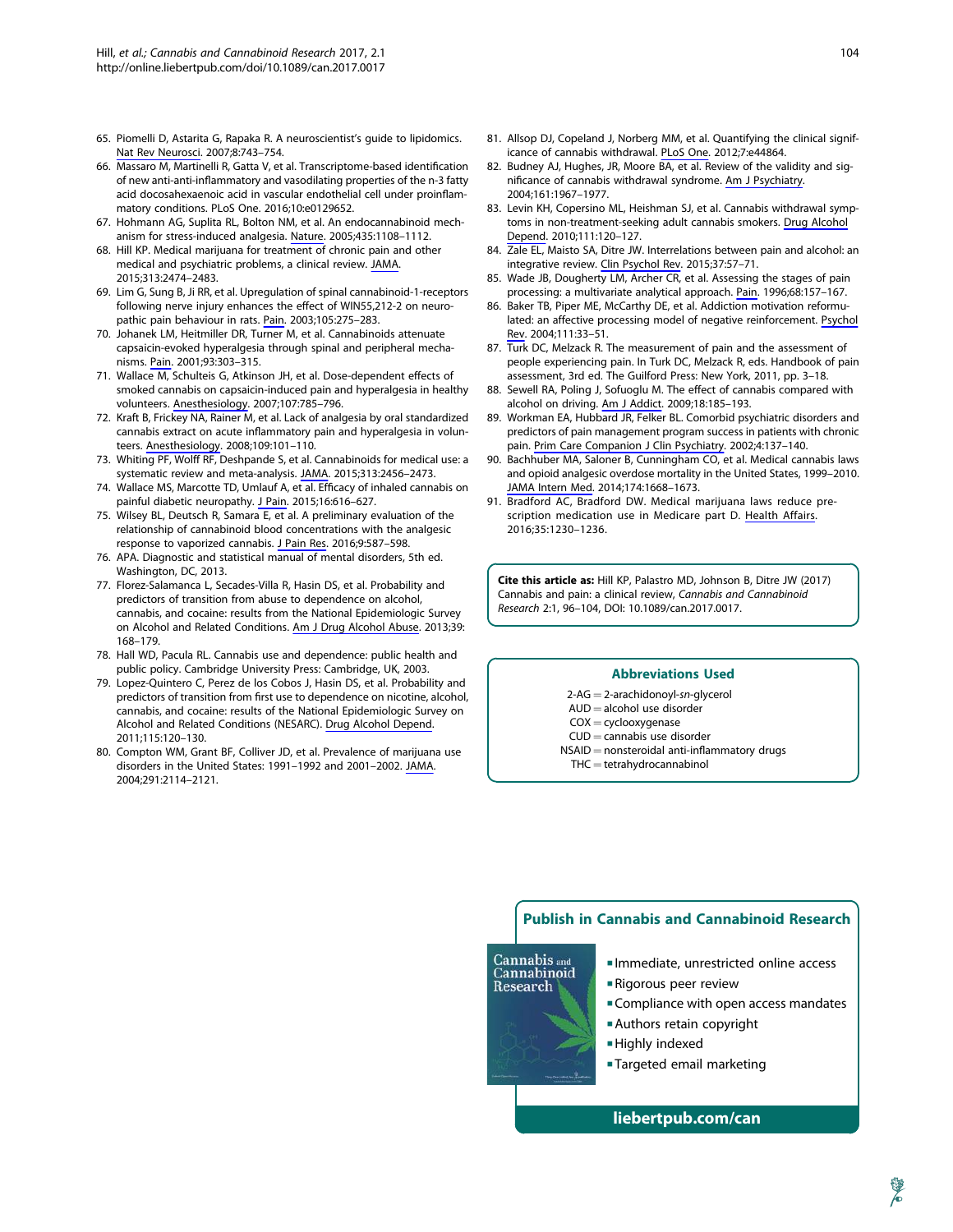65. Piomelli D, Astarita G, Rapaka R. A neuroscientist's guide to lipidomics. Nat Rev Neurosci. 2007;8:743–754.
66. Massaro M, Martinelli R, Gatta V, et al. Transcriptome-based identification of new anti-anti-inflammatory and vasodilating properties of the n-3 fatty acid docosahexaenoic acid in vascular endothelial cell under proinflammatory conditions. PLoS One. 2016;10:e0129652.
67. Hohmann AG, Suplita RL, Bolton NM, et al. An endocannabinoid mechanism for stress-induced analgesia. Nature. 2005;435:1108–1112.
68. Hill KP. Medical marijuana for treatment of chronic pain and other medical and psychiatric problems, a clinical review. JAMA. 2015;313:2474–2483.
69. Lim G, Sung B, Ji RR, et al. Upregulation of spinal cannabinoid-1-receptors following nerve injury enhances the effect of WIN55,212-2 on neuropathic pain behaviour in rats. Pain. 2003;105:275–283.
70. Johanek LM, Heitmiller DR, Turner M, et al. Cannabinoids attenuate capsaicin-evoked hyperalgesia through spinal and peripheral mechanisms. Pain. 2001;93:303–315.
71. Wallace M, Schulteis G, Atkinson JH, et al. Dose-dependent effects of smoked cannabis on capsaicin-induced pain and hyperalgesia in healthy volunteers. Anesthesiology. 2007;107:785–796.
72. Kraft B, Frickey NA, Rainer M, et al. Lack of analgesia by oral standardized cannabis extract on acute inflammatory pain and hyperalgesia in volunteers. Anesthesiology. 2008;109:101–110.
73. Whiting PF, Wolff RF, Deshpande S, et al. Cannabinoids for medical use: a systematic review and meta-analysis. JAMA. 2015;313:2456–2473.
74. Wallace MS, Marcotte TD, Umlauf A, et al. Efficacy of inhaled cannabis on painful diabetic neuropathy. J Pain. 2015;16:616–627.
75. Wilsey BL, Deutsch R, Samara E, et al. A preliminary evaluation of the relationship of cannabinoid blood concentrations with the analgesic response to vaporized cannabis. J Pain Res. 2016;9:587–598.
76. APA. Diagnostic and statistical manual of mental disorders, 5th ed. Washington, DC, 2013.
77. Florez-Salamanca L, Secades-Villa R, Hasin DS, et al. Probability and predictors of transition from abuse to dependence on alcohol, cannabis, and cocaine: results from the National Epidemiologic Survey on Alcohol and Related Conditions. Am J Drug Alcohol Abuse. 2013;39:168–179.
78. Hall WD, Pacula RL. Cannabis use and dependence: public health and public policy. Cambridge University Press: Cambridge, UK, 2003.
79. Lopez-Quintero C, Perez de los Cobos J, Hasin DS, et al. Probability and predictors of transition from first use to dependence on nicotine, alcohol, cannabis, and cocaine: results of the National Epidemiologic Survey on Alcohol and Related Conditions (NESARC). Drug Alcohol Depend. 2011;115:120–130.
80. Compton WM, Grant BF, Colliver JD, et al. Prevalence of marijuana use disorders in the United States: 1991–1992 and 2001–2002. JAMA. 2004;291:2114–2121.
81. Allsop DJ, Copeland J, Norberg MM, et al. Quantifying the clinical significance of cannabis withdrawal. PLoS One. 2012;7:e44864.
82. Budney AJ, Hughes, JR, Moore BA, et al. Review of the validity and significance of cannabis withdrawal syndrome. Am J Psychiatry. 2004;161:1967–1977.
83. Levin KH, Copersino ML, Heishman SJ, et al. Cannabis withdrawal symptoms in non-treatment-seeking adult cannabis smokers. Drug Alcohol Depend. 2010;111:120–127.
84. Zale EL, Maisto SA, Ditre JW. Interrelations between pain and alcohol: an integrative review. Clin Psychol Rev. 2015;37:57–71.
85. Wade JB, Dougherty LM, Archer CR, et al. Assessing the stages of pain processing: a multivariate analytical approach. Pain. 1996;68:157–167.
86. Baker TB, Piper ME, McCarthy DE, et al. Addiction motivation reformulated: an affective processing model of negative reinforcement. Psychol Rev. 2004;111:33–51.
87. Turk DC, Melzack R. The measurement of pain and the assessment of people experiencing pain. In Turk DC, Melzack R, eds. Handbook of pain assessment, 3rd ed. The Guilford Press: New York, 2011, pp. 3–18.
88. Sewell RA, Poling J, Sofuoglu M. The effect of cannabis compared with alcohol on driving. Am J Addict. 2009;18:185–193.
89. Workman EA, Hubbard JR, Felker BL. Comorbid psychiatric disorders and predictors of pain management program success in patients with chronic pain. Prim Care Companion J Clin Psychiatry. 2002;4:137–140.
90. Bachhuber MA, Saloner B, Cunningham CO, et al. Medical cannabis laws and opioid analgesic overdose mortality in the United States, 1999–2010. JAMA Intern Med. 2014;174:1668–1673.
91. Bradford AC, Bradford DW. Medical marijuana laws reduce prescription medication use in Medicare part D. Health Affairs. 2016;35:1230–1236.

**Cite this article as:** Hill KP, Palastro MD, Johnson B, Ditre JW (2017) Cannabis and pain: a clinical review, *Cannabis and Cannabinoid Research* 2:1, 96–104, DOI: 10.1089/can.2017.0017.

## Abbreviations Used

2-AG = 2-arachidonoyl-*sn*-glycerol
AUD = alcohol use disorder
COX = cyclooxygenase
CUD = cannabis use disorder
NSAID = nonsteroidal anti-inflammatory drugs
THC = tetrahydrocannabinol

## Publish in Cannabis and Cannabinoid Research

- Immediate, unrestricted online access
- Rigorous peer review
- Compliance with open access mandates
- Authors retain copyright
- Highly indexed
- Targeted email marketing

liebertpub.com/can